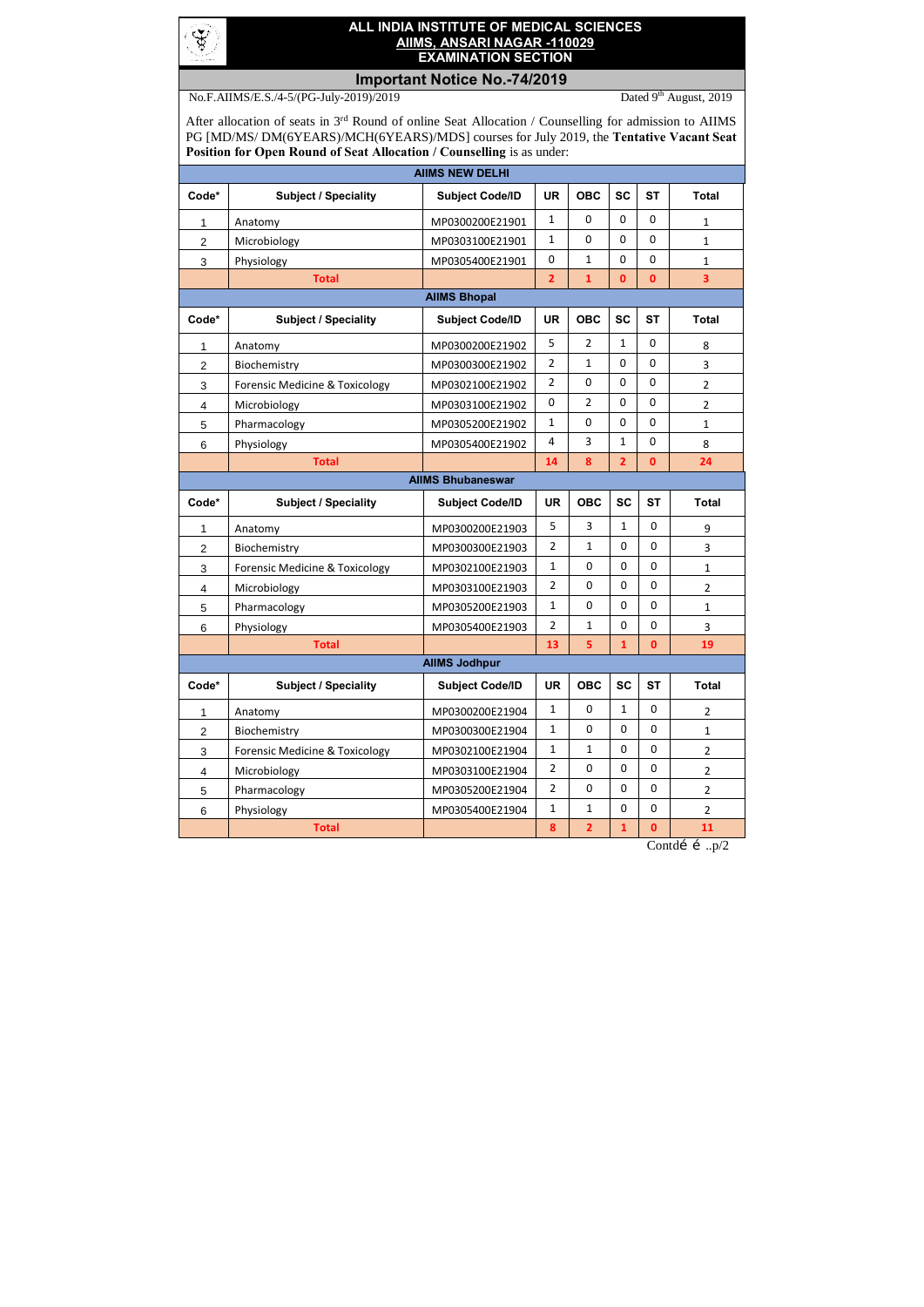# ALL INDIA INSTITUTE OF MEDICAL SCIENCES
## AIIMS, ANSARI NAGAR -110029
## EXAMINATION SECTION

## Important Notice No.-74/2019

No.F.AIIMS/E.S./4-5/(PG-July-2019)/2019 — Dated 9th August, 2019

After allocation of seats in 3rd Round of online Seat Allocation / Counselling for admission to AIIMS PG [MD/MS/ DM(6YEARS)/MCH(6YEARS)/MDS] courses for July 2019, the **Tentative Vacant Seat Position for Open Round of Seat Allocation / Counselling** is as under:

**AIIMS NEW DELHI**

| Code* | Subject / Speciality | Subject Code/ID | UR | OBC | SC | ST | Total |
|---|---|---|---|---|---|---|---|
| 1 | Anatomy | MP0300200E21901 | 1 | 0 | 0 | 0 | 1 |
| 2 | Microbiology | MP0303100E21901 | 1 | 0 | 0 | 0 | 1 |
| 3 | Physiology | MP0305400E21901 | 0 | 1 | 0 | 0 | 1 |
| | **Total** | | **2** | **1** | **0** | **0** | **3** |

**AIIMS Bhopal**

| Code* | Subject / Speciality | Subject Code/ID | UR | OBC | SC | ST | Total |
|---|---|---|---|---|---|---|---|
| 1 | Anatomy | MP0300200E21902 | 5 | 2 | 1 | 0 | 8 |
| 2 | Biochemistry | MP0300300E21902 | 2 | 1 | 0 | 0 | 3 |
| 3 | Forensic Medicine & Toxicology | MP0302100E21902 | 2 | 0 | 0 | 0 | 2 |
| 4 | Microbiology | MP0303100E21902 | 0 | 2 | 0 | 0 | 2 |
| 5 | Pharmacology | MP0305200E21902 | 1 | 0 | 0 | 0 | 1 |
| 6 | Physiology | MP0305400E21902 | 4 | 3 | 1 | 0 | 8 |
| | **Total** | | **14** | **8** | **2** | **0** | **24** |

**AIIMS Bhubaneswar**

| Code* | Subject / Speciality | Subject Code/ID | UR | OBC | SC | ST | Total |
|---|---|---|---|---|---|---|---|
| 1 | Anatomy | MP0300200E21903 | 5 | 3 | 1 | 0 | 9 |
| 2 | Biochemistry | MP0300300E21903 | 2 | 1 | 0 | 0 | 3 |
| 3 | Forensic Medicine & Toxicology | MP0302100E21903 | 1 | 0 | 0 | 0 | 1 |
| 4 | Microbiology | MP0303100E21903 | 2 | 0 | 0 | 0 | 2 |
| 5 | Pharmacology | MP0305200E21903 | 1 | 0 | 0 | 0 | 1 |
| 6 | Physiology | MP0305400E21903 | 2 | 1 | 0 | 0 | 3 |
| | **Total** | | **13** | **5** | **1** | **0** | **19** |

**AIIMS Jodhpur**

| Code* | Subject / Speciality | Subject Code/ID | UR | OBC | SC | ST | Total |
|---|---|---|---|---|---|---|---|
| 1 | Anatomy | MP0300200E21904 | 1 | 0 | 1 | 0 | 2 |
| 2 | Biochemistry | MP0300300E21904 | 1 | 0 | 0 | 0 | 1 |
| 3 | Forensic Medicine & Toxicology | MP0302100E21904 | 1 | 1 | 0 | 0 | 2 |
| 4 | Microbiology | MP0303100E21904 | 2 | 0 | 0 | 0 | 2 |
| 5 | Pharmacology | MP0305200E21904 | 2 | 0 | 0 | 0 | 2 |
| 6 | Physiology | MP0305400E21904 | 1 | 1 | 0 | 0 | 2 |
| | **Total** | | **8** | **2** | **1** | **0** | **11** |

Contd…..p/2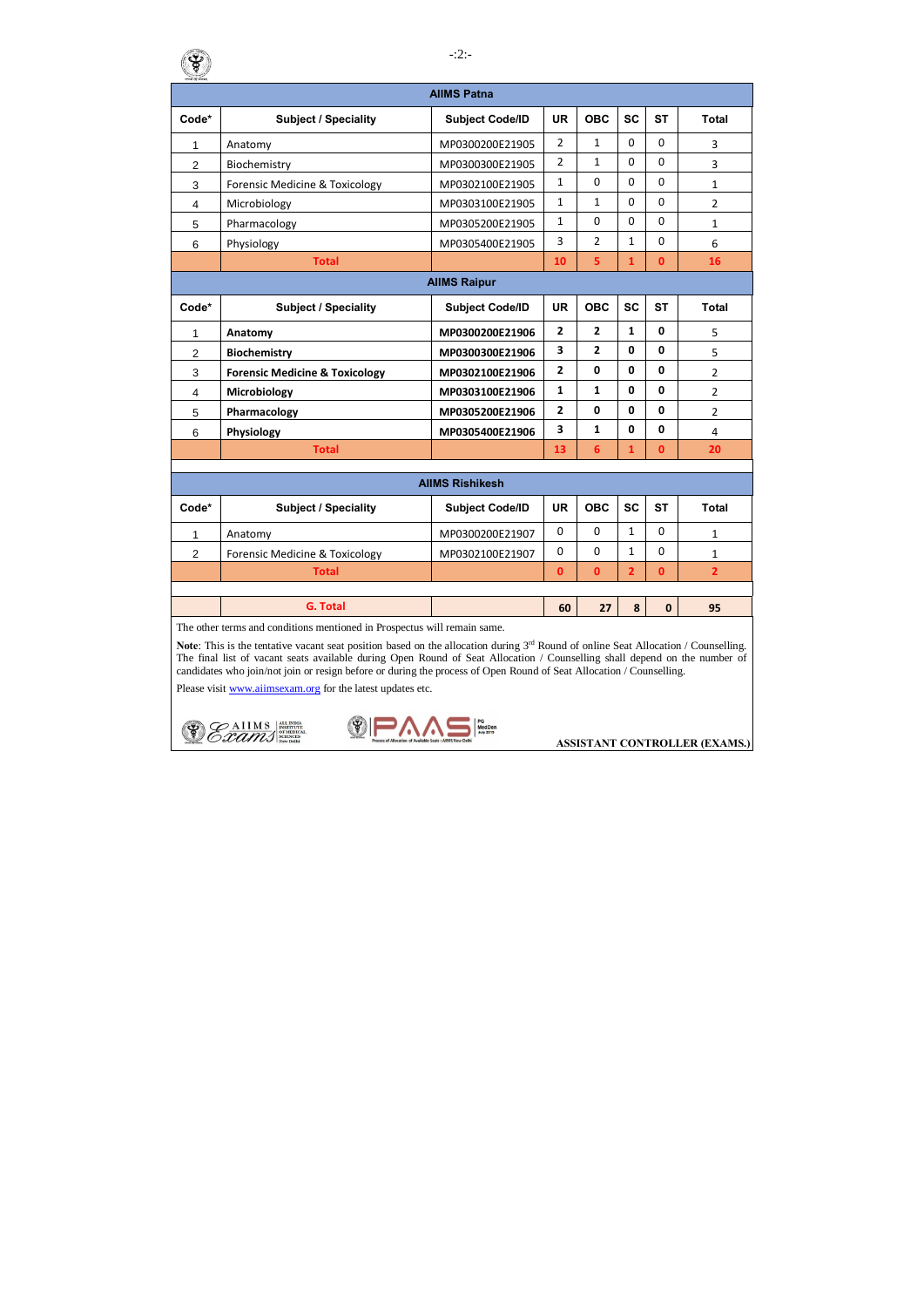| Code* | Subject / Speciality | Subject Code/ID | UR | OBC | SC | ST | Total |
|---|---|---|---|---|---|---|---|
| **AIIMS Patna** | | | | | | | |
| 1 | Anatomy | MP0300200E21905 | 2 | 1 | 0 | 0 | 3 |
| 2 | Biochemistry | MP0300300E21905 | 2 | 1 | 0 | 0 | 3 |
| 3 | Forensic Medicine & Toxicology | MP0302100E21905 | 1 | 0 | 0 | 0 | 1 |
| 4 | Microbiology | MP0303100E21905 | 1 | 1 | 0 | 0 | 2 |
| 5 | Pharmacology | MP0305200E21905 | 1 | 0 | 0 | 0 | 1 |
| 6 | Physiology | MP0305400E21905 | 3 | 2 | 1 | 0 | 6 |
| | **Total** | | **10** | **5** | **1** | **0** | **16** |

| Code* | Subject / Speciality | Subject Code/ID | UR | OBC | SC | ST | Total |
|---|---|---|---|---|---|---|---|
| **AIIMS Raipur** | | | | | | | |
| 1 | **Anatomy** | **MP0300200E21906** | **2** | **2** | **1** | **0** | 5 |
| 2 | **Biochemistry** | **MP0300300E21906** | **3** | **2** | **0** | **0** | 5 |
| 3 | **Forensic Medicine & Toxicology** | **MP0302100E21906** | **2** | **0** | **0** | **0** | 2 |
| 4 | **Microbiology** | **MP0303100E21906** | **1** | **1** | **0** | **0** | 2 |
| 5 | **Pharmacology** | **MP0305200E21906** | **2** | **0** | **0** | **0** | 2 |
| 6 | **Physiology** | **MP0305400E21906** | **3** | **1** | **0** | **0** | 4 |
| | **Total** | | **13** | **6** | **1** | **0** | **20** |

| Code* | Subject / Speciality | Subject Code/ID | UR | OBC | SC | ST | Total |
|---|---|---|---|---|---|---|---|
| **AIIMS Rishikesh** | | | | | | | |
| 1 | Anatomy | MP0300200E21907 | 0 | 0 | 1 | 0 | 1 |
| 2 | Forensic Medicine & Toxicology | MP0302100E21907 | 0 | 0 | 1 | 0 | 1 |
| | **Total** | | **0** | **0** | **2** | **0** | **2** |
| | **G. Total** | | **60** | **27** | **8** | **0** | **95** |

The other terms and conditions mentioned in Prospectus will remain same.

**Note**: This is the tentative vacant seat position based on the allocation during 3rd Round of online Seat Allocation / Counselling. The final list of vacant seats available during Open Round of Seat Allocation / Counselling shall depend on the number of candidates who join/not join or resign before or during the process of Open Round of Seat Allocation / Counselling.

Please visit www.aiimsexam.org for the latest updates etc.

**ASSISTANT CONTROLLER (EXAMS.)**